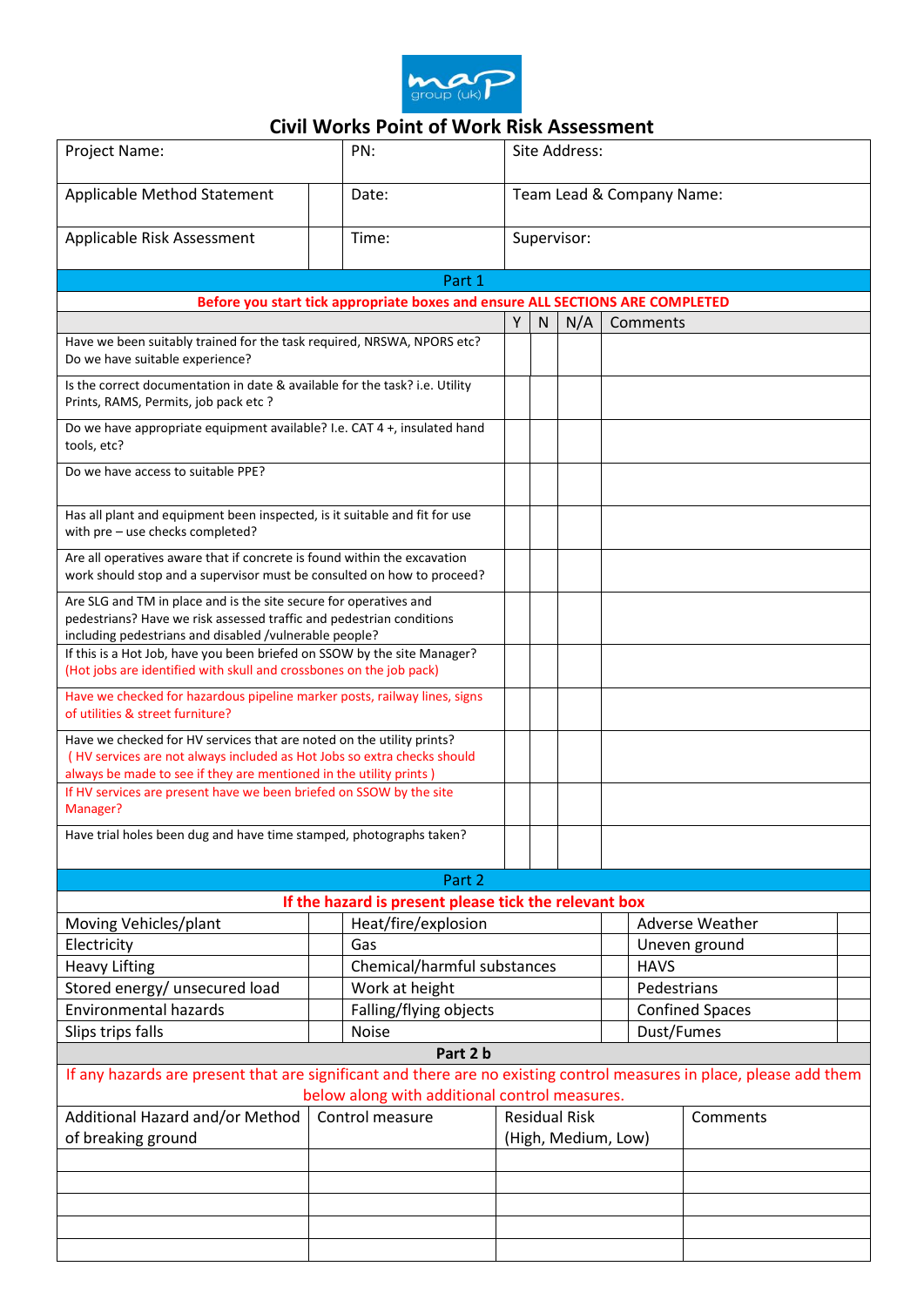# Civil Works Point of Work Risk Assessment

| Project Name: | | PN: | Site Address: |
|---|---|---|---|
| Applicable Method Statement | | Date: | Team Lead & Company Name: |
| Applicable Risk Assessment | | Time: | Supervisor: |

**Part 1**

**Before you start tick appropriate boxes and ensure ALL SECTIONS ARE COMPLETED**

| | Y | N | N/A | Comments |
|---|---|---|---|---|
| Have we been suitably trained for the task required, NRSWA, NPORS etc? Do we have suitable experience? | | | | |
| Is the correct documentation in date & available for the task? i.e. Utility Prints, RAMS, Permits, job pack etc ? | | | | |
| Do we have appropriate equipment available? I.e. CAT 4 +, insulated hand tools, etc? | | | | |
| Do we have access to suitable PPE? | | | | |
| Has all plant and equipment been inspected, is it suitable and fit for use with pre – use checks completed? | | | | |
| Are all operatives aware that if concrete is found within the excavation work should stop and a supervisor must be consulted on how to proceed? | | | | |
| Are SLG and TM in place and is the site secure for operatives and pedestrians? Have we risk assessed traffic and pedestrian conditions including pedestrians and disabled /vulnerable people? | | | | |
| If this is a Hot Job, have you been briefed on SSOW by the site Manager? (Hot jobs are identified with skull and crossbones on the job pack) | | | | |
| Have we checked for hazardous pipeline marker posts, railway lines, signs of utilities & street furniture? | | | | |
| Have we checked for HV services that are noted on the utility prints? ( HV services are not always included as Hot Jobs so extra checks should always be made to see if they are mentioned in the utility prints ) | | | | |
| If HV services are present have we been briefed on SSOW by the site Manager? | | | | |
| Have trial holes been dug and have time stamped, photographs taken? | | | | |

**Part 2**

**If the hazard is present please tick the relevant box**

| | | | | | |
|---|---|---|---|---|---|
| Moving Vehicles/plant | | Heat/fire/explosion | | Adverse Weather | |
| Electricity | | Gas | | Uneven ground | |
| Heavy Lifting | | Chemical/harmful substances | | HAVS | |
| Stored energy/ unsecured load | | Work at height | | Pedestrians | |
| Environmental hazards | | Falling/flying objects | | Confined Spaces | |
| Slips trips falls | | Noise | | Dust/Fumes | |

**Part 2 b**

If any hazards are present that are significant and there are no existing control measures in place, please add them below along with additional control measures.

| Additional Hazard and/or Method of breaking ground | Control measure | Residual Risk (High, Medium, Low) | Comments |
|---|---|---|---|
| | | | |
| | | | |
| | | | |
| | | | |
| | | | |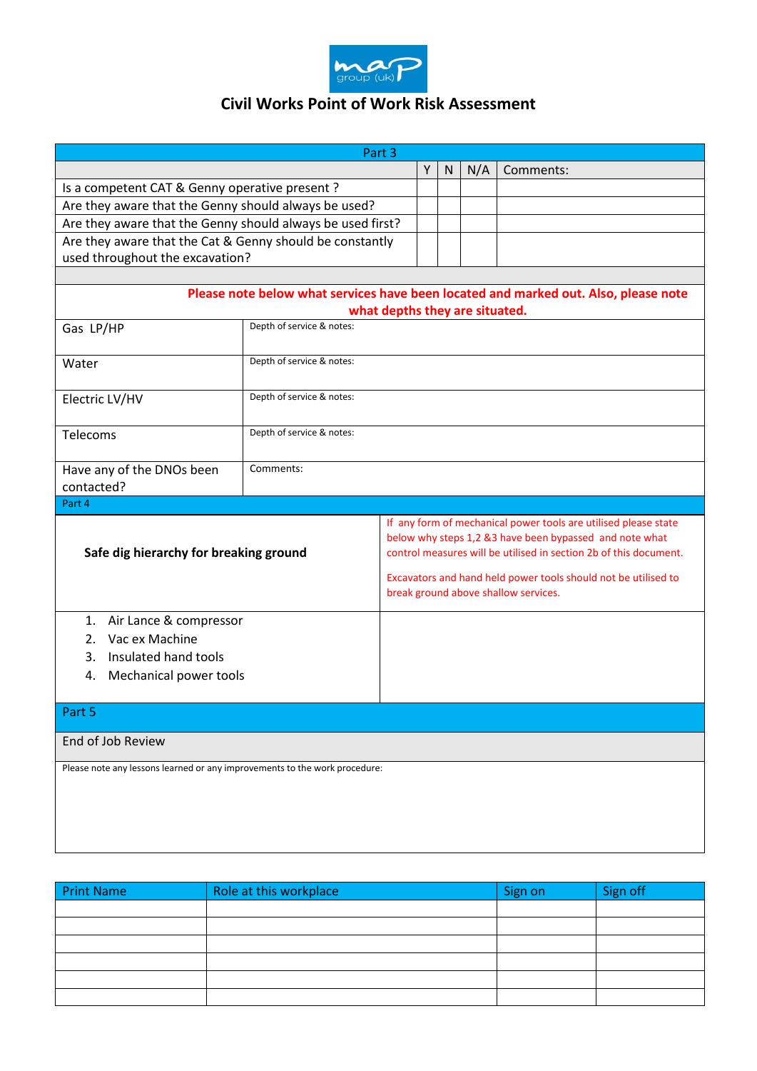# Civil Works Point of Work Risk Assessment

| Part 3 | Y | N | N/A | Comments: |
|---|---|---|---|---|
| Is a competent CAT & Genny operative present ? | | | | |
| Are they aware that the Genny should always be used? | | | | |
| Are they aware that the Genny should always be used first? | | | | |
| Are they aware that the Cat & Genny should be constantly used throughout the excavation? | | | | |

**Please note below what services have been located and marked out. Also, please note what depths they are situated.**

| | |
|---|---|
| Gas LP/HP | Depth of service & notes: |
| Water | Depth of service & notes: |
| Electric LV/HV | Depth of service & notes: |
| Telecoms | Depth of service & notes: |
| Have any of the DNOs been contacted? | Comments: |

## Part 4

| **Safe dig hierarchy for breaking ground** | If any form of mechanical power tools are utilised please state below why steps 1,2 &3 have been bypassed and note what control measures will be utilised in section 2b of this document.<br><br>Excavators and hand held power tools should not be utilised to break ground above shallow services. |
|---|---|
| 1. Air Lance & compressor<br>2. Vac ex Machine<br>3. Insulated hand tools<br>4. Mechanical power tools | |

## Part 5

**End of Job Review**

Please note any lessons learned or any improvements to the work procedure:

| Print Name | Role at this workplace | Sign on | Sign off |
|---|---|---|---|
| | | | |
| | | | |
| | | | |
| | | | |
| | | | |
| | | | |